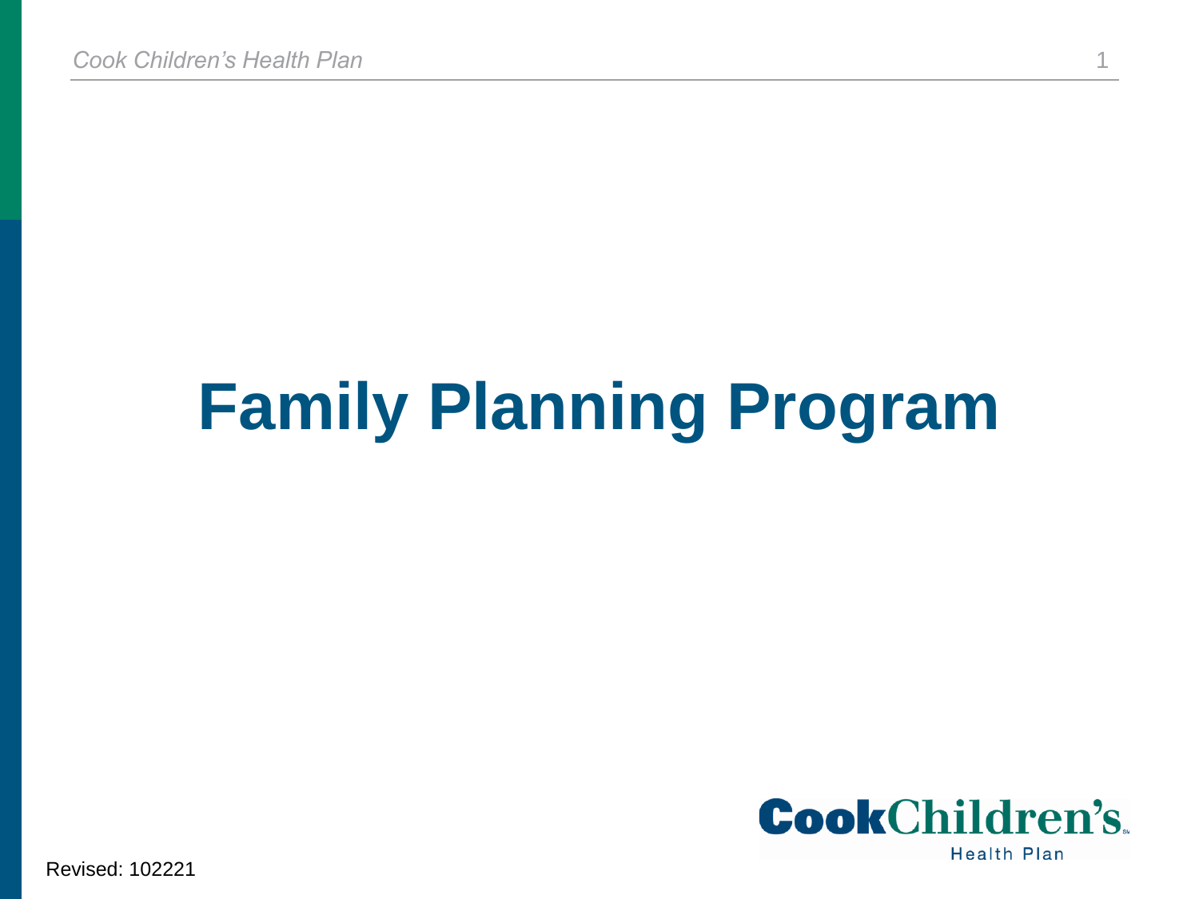# Family Planning Program

Revised: 102221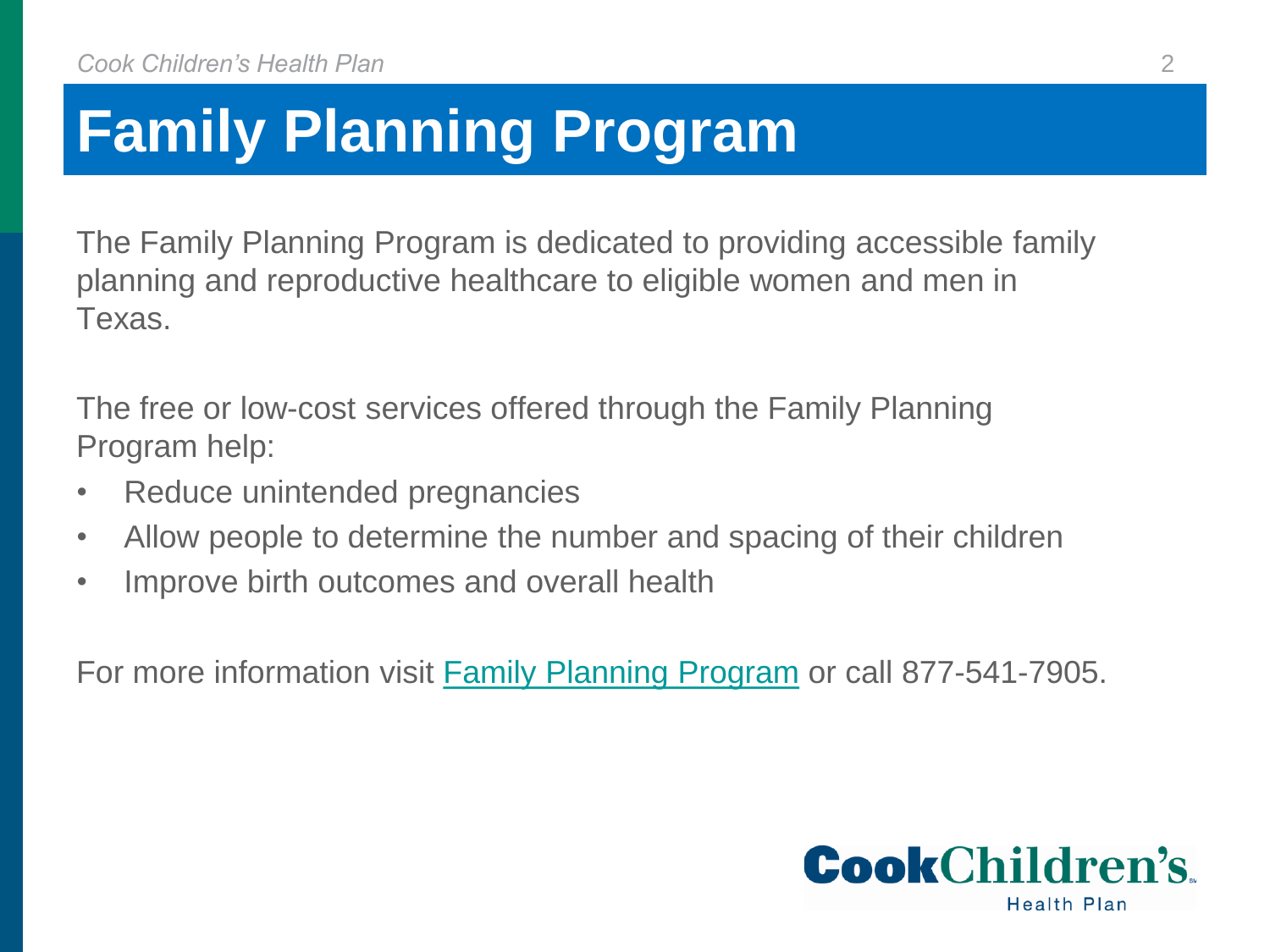# Family Planning Program

The Family Planning Program is dedicated to providing accessible family planning and reproductive healthcare to eligible women and men in Texas.

The free or low-cost services offered through the Family Planning Program help:

- Reduce unintended pregnancies
- Allow people to determine the number and spacing of their children
- Improve birth outcomes and overall health

For more information visit Family Planning Program or call 877-541-7905.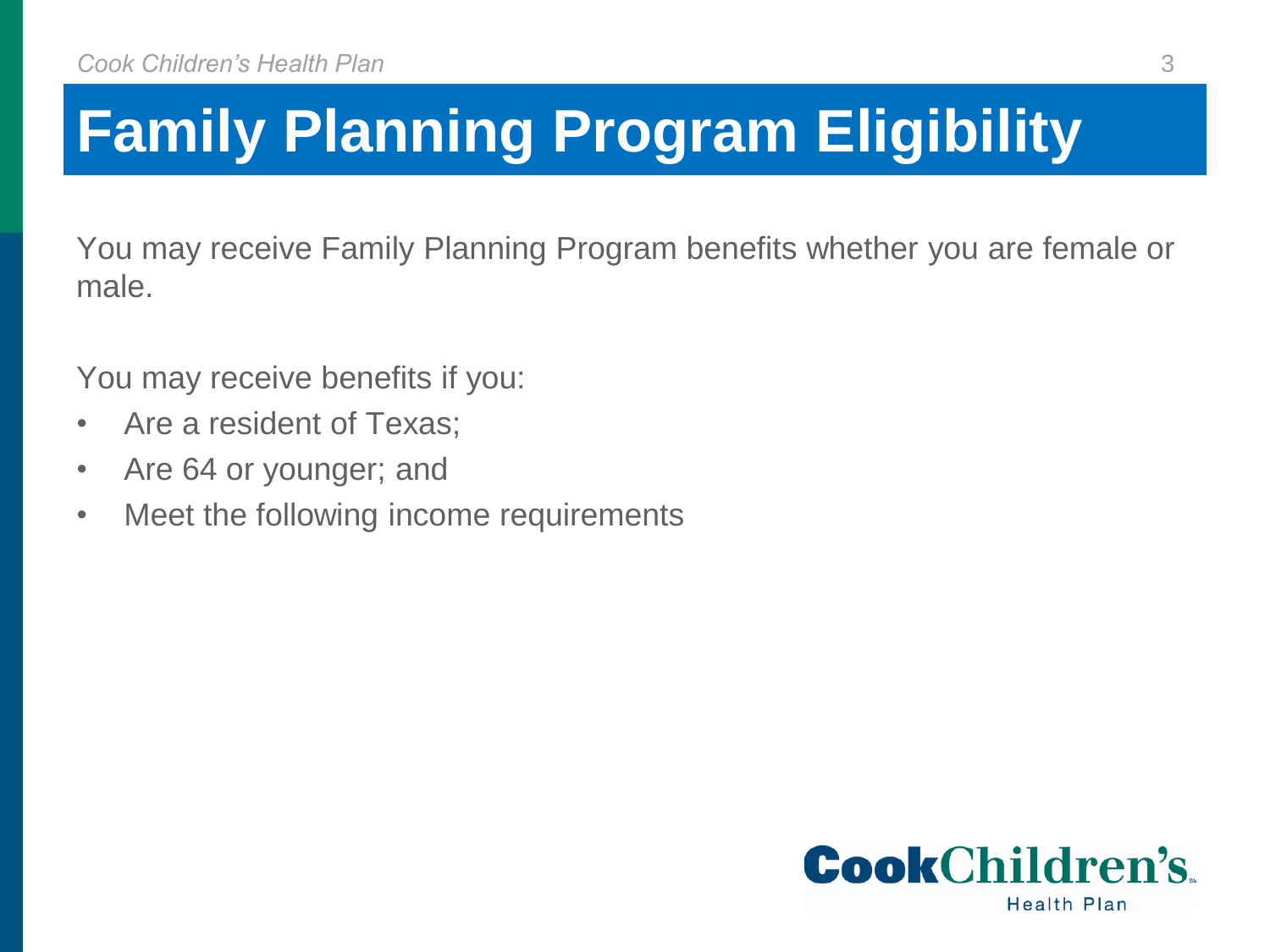# Family Planning Program Eligibility

You may receive Family Planning Program benefits whether you are female or male.

You may receive benefits if you:

- Are a resident of Texas;
- Are 64 or younger; and
- Meet the following income requirements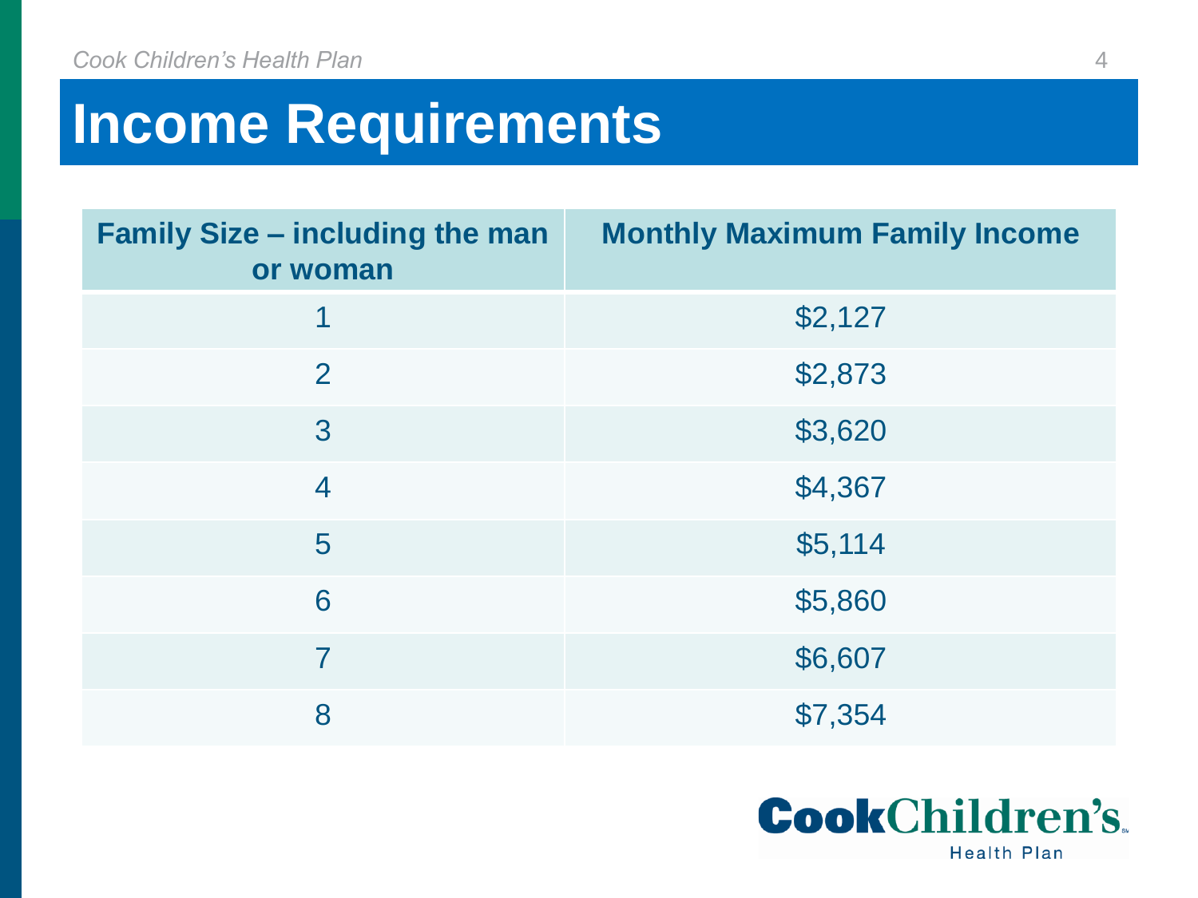# Income Requirements

| Family Size – including the man or woman | Monthly Maximum Family Income |
|---|---|
| 1 | $2,127 |
| 2 | $2,873 |
| 3 | $3,620 |
| 4 | $4,367 |
| 5 | $5,114 |
| 6 | $5,860 |
| 7 | $6,607 |
| 8 | $7,354 |

CookChildren's Health Plan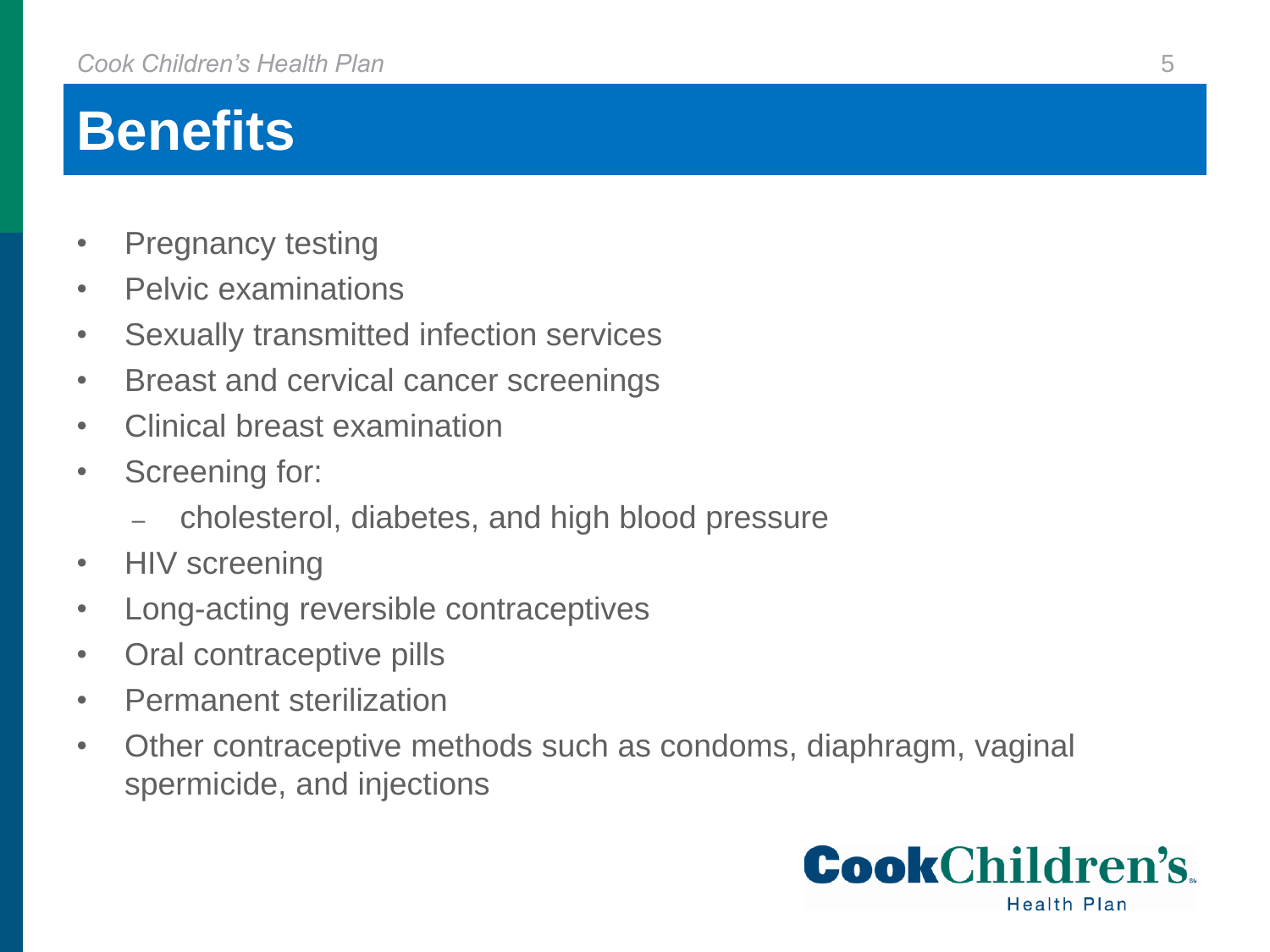# Benefits

- Pregnancy testing
- Pelvic examinations
- Sexually transmitted infection services
- Breast and cervical cancer screenings
- Clinical breast examination
- Screening for:
  - cholesterol, diabetes, and high blood pressure
- HIV screening
- Long-acting reversible contraceptives
- Oral contraceptive pills
- Permanent sterilization
- Other contraceptive methods such as condoms, diaphragm, vaginal spermicide, and injections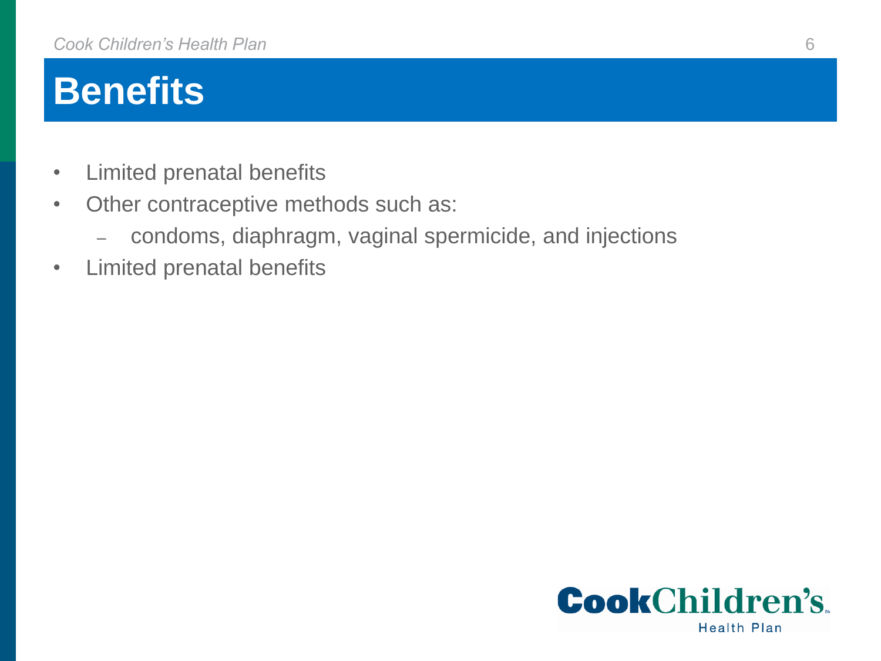# Benefits

- Limited prenatal benefits
- Other contraceptive methods such as:
  - condoms, diaphragm, vaginal spermicide, and injections
- Limited prenatal benefits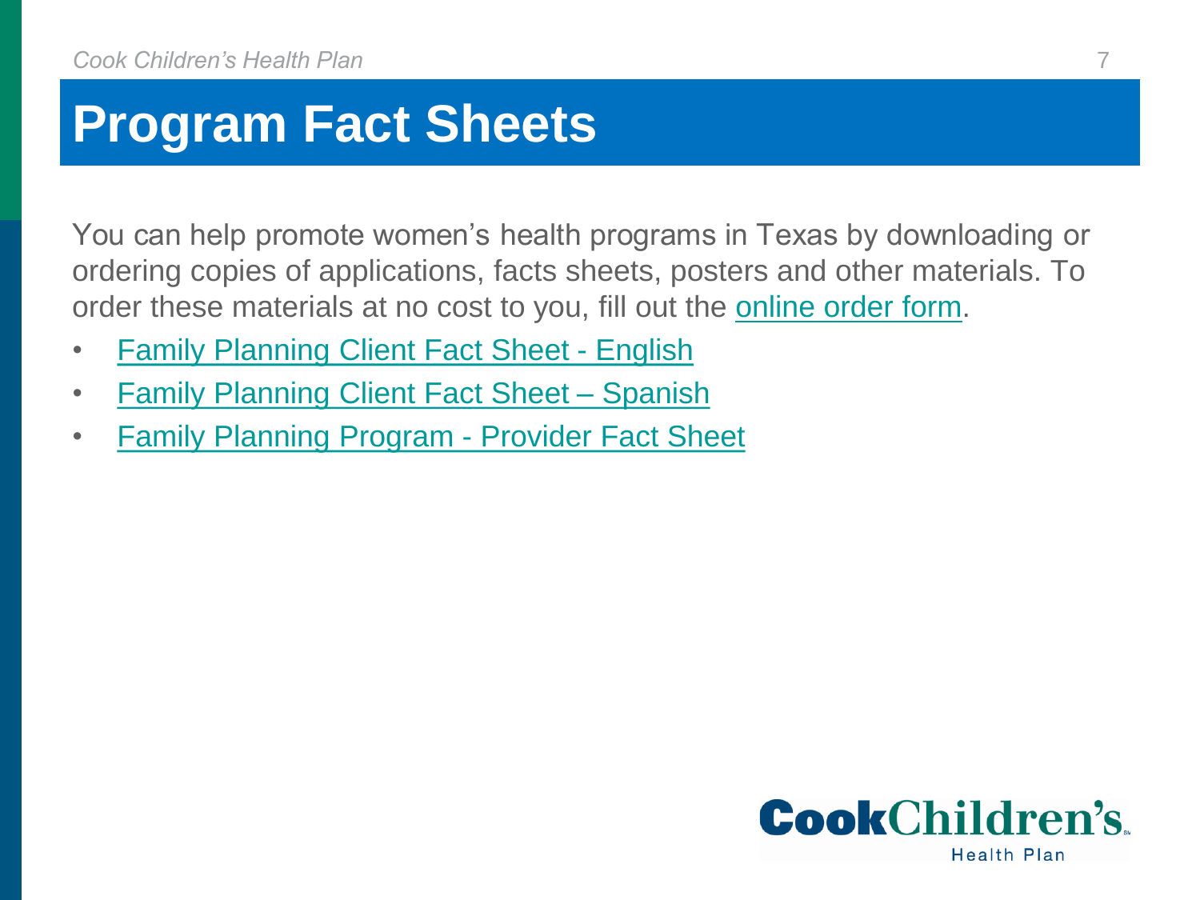# Program Fact Sheets

You can help promote women's health programs in Texas by downloading or ordering copies of applications, facts sheets, posters and other materials. To order these materials at no cost to you, fill out the online order form.

- Family Planning Client Fact Sheet - English
- Family Planning Client Fact Sheet – Spanish
- Family Planning Program - Provider Fact Sheet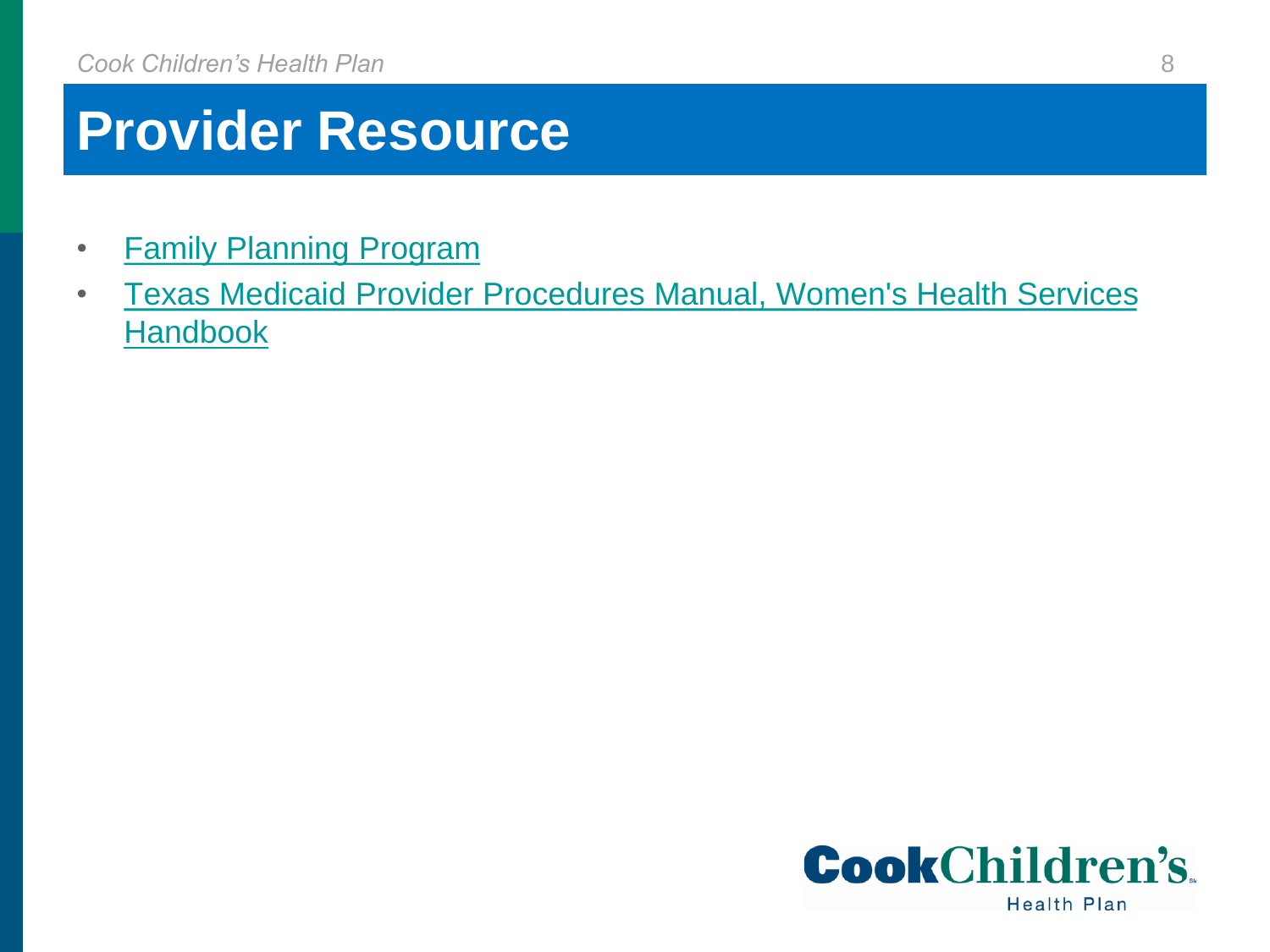# Provider Resource

- Family Planning Program
- Texas Medicaid Provider Procedures Manual, Women's Health Services Handbook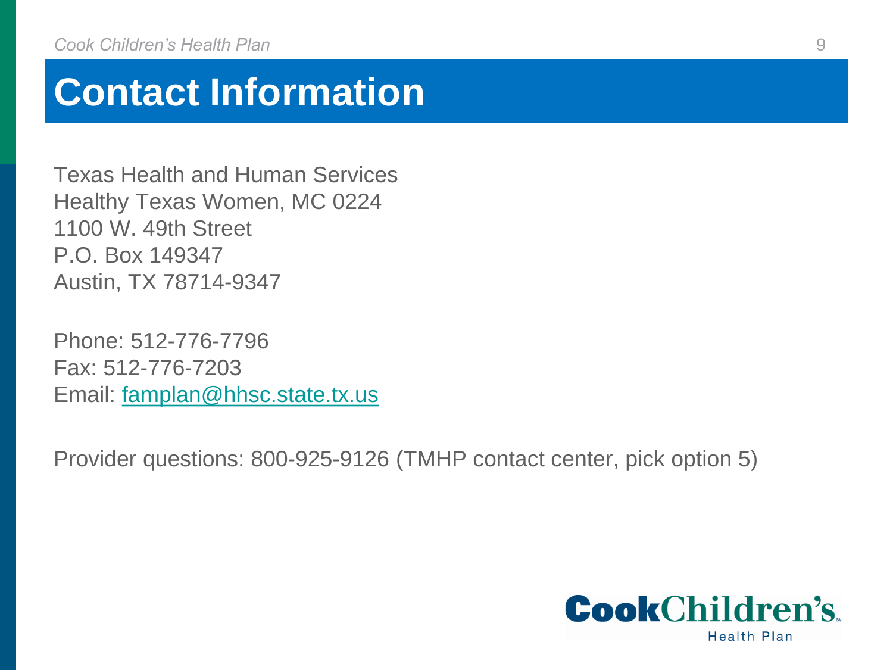# Contact Information

Texas Health and Human Services
Healthy Texas Women, MC 0224
1100 W. 49th Street
P.O. Box 149347
Austin, TX 78714-9347

Phone: 512-776-7796
Fax: 512-776-7203
Email: famplan@hhsc.state.tx.us

Provider questions: 800-925-9126 (TMHP contact center, pick option 5)